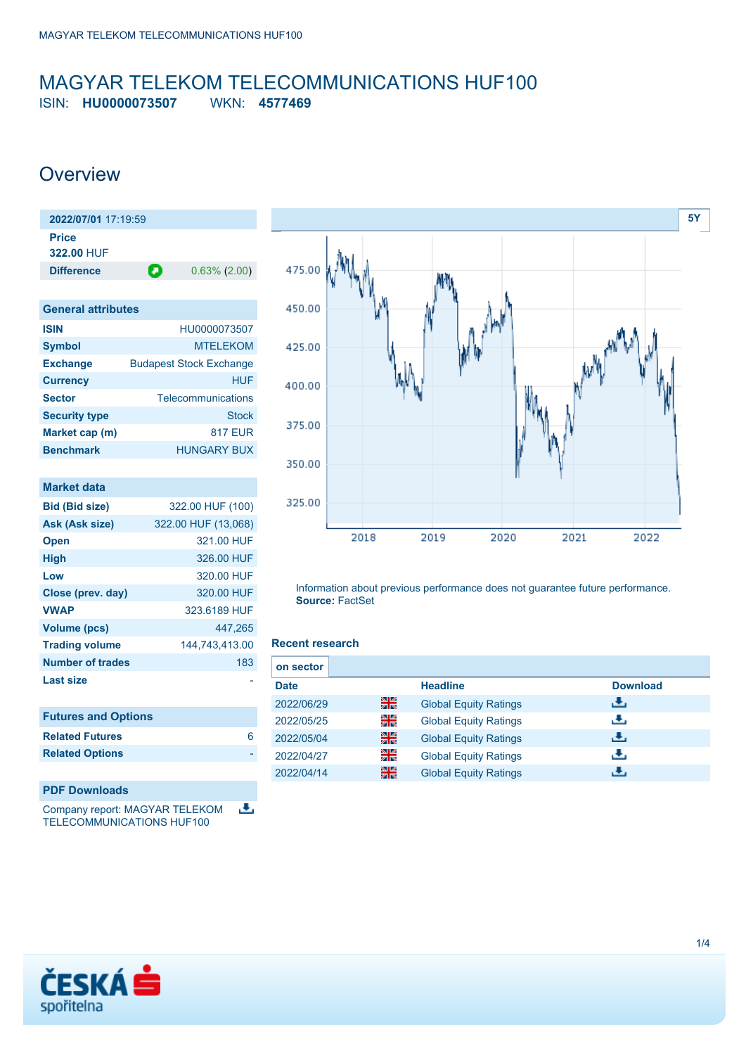# MAGYAR TELEKOM TELECOMMUNICATIONS HUF100

ISIN: **HU0000073507** WKN: **4577469**

## Overview

| **2022/07/01** 17:19:59 | |
|---|---|
| **Price** 322.00 HUF | |
| **Difference** | 0.63% (2.00) |

| General attributes | |
|---|---|
| **ISIN** | HU0000073507 |
| **Symbol** | MTELEKOM |
| **Exchange** | Budapest Stock Exchange |
| **Currency** | HUF |
| **Sector** | Telecommunications |
| **Security type** | Stock |
| **Market cap (m)** | 817 EUR |
| **Benchmark** | HUNGARY BUX |

| Market data | |
|---|---|
| **Bid (Bid size)** | 322.00 HUF (100) |
| **Ask (Ask size)** | 322.00 HUF (13,068) |
| **Open** | 321.00 HUF |
| **High** | 326.00 HUF |
| **Low** | 320.00 HUF |
| **Close (prev. day)** | 320.00 HUF |
| **VWAP** | 323.6189 HUF |
| **Volume (pcs)** | 447,265 |
| **Trading volume** | 144,743,413.00 |
| **Number of trades** | 183 |
| **Last size** | - |

| Futures and Options | |
|---|---|
| **Related Futures** | 6 |
| **Related Options** | - |

### PDF Downloads

Company report: MAGYAR TELEKOM TELECOMMUNICATIONS HUF100

Information about previous performance does not guarantee future performance.
**Source:** FactSet

### Recent research

on sector

| Date | | Headline | Download |
|---|---|---|---|
| 2022/06/29 | | Global Equity Ratings | |
| 2022/05/25 | | Global Equity Ratings | |
| 2022/05/04 | | Global Equity Ratings | |
| 2022/04/27 | | Global Equity Ratings | |
| 2022/04/14 | | Global Equity Ratings | |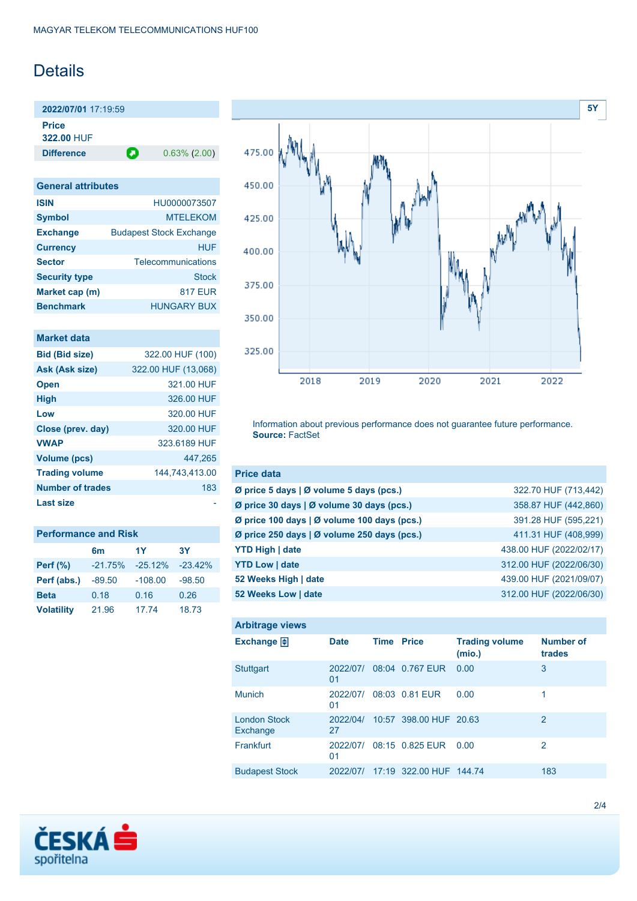# Details

| 2022/07/01 17:19:59 | |
|---|---|
| **Price** | |
| **322.00** HUF | |
| **Difference** | 0.63% (2.00) |

| General attributes | |
|---|---|
| **ISIN** | HU0000073507 |
| **Symbol** | MTELEKOM |
| **Exchange** | Budapest Stock Exchange |
| **Currency** | HUF |
| **Sector** | Telecommunications |
| **Security type** | Stock |
| **Market cap (m)** | 817 EUR |
| **Benchmark** | HUNGARY BUX |

| Market data | |
|---|---|
| **Bid (Bid size)** | 322.00 HUF (100) |
| **Ask (Ask size)** | 322.00 HUF (13,068) |
| **Open** | 321.00 HUF |
| **High** | 326.00 HUF |
| **Low** | 320.00 HUF |
| **Close (prev. day)** | 320.00 HUF |
| **VWAP** | 323.6189 HUF |
| **Volume (pcs)** | 447,265 |
| **Trading volume** | 144,743,413.00 |
| **Number of trades** | 183 |
| **Last size** | - |

**Performance and Risk**

| | 6m | 1Y | 3Y |
|---|---|---|---|
| **Perf (%)** | -21.75% | -25.12% | -23.42% |
| **Perf (abs.)** | -89.50 | -108.00 | -98.50 |
| **Beta** | 0.18 | 0.16 | 0.26 |
| **Volatility** | 21.96 | 17.74 | 18.73 |

Information about previous performance does not guarantee future performance.
**Source:** FactSet

| Price data | |
|---|---|
| **Ø price 5 days \| Ø volume 5 days (pcs.)** | 322.70 HUF (713,442) |
| **Ø price 30 days \| Ø volume 30 days (pcs.)** | 358.87 HUF (442,860) |
| **Ø price 100 days \| Ø volume 100 days (pcs.)** | 391.28 HUF (595,221) |
| **Ø price 250 days \| Ø volume 250 days (pcs.)** | 411.31 HUF (408,999) |
| **YTD High \| date** | 438.00 HUF (2022/02/17) |
| **YTD Low \| date** | 312.00 HUF (2022/06/30) |
| **52 Weeks High \| date** | 439.00 HUF (2021/09/07) |
| **52 Weeks Low \| date** | 312.00 HUF (2022/06/30) |

**Arbitrage views**

| Exchange | Date | Time | Price | Trading volume (mio.) | Number of trades |
|---|---|---|---|---|---|
| Stuttgart | 2022/07/01 | 08:04 | 0.767 EUR | 0.00 | 3 |
| Munich | 2022/07/01 | 08:03 | 0.81 EUR | 0.00 | 1 |
| London Stock Exchange | 2022/04/27 | 10:57 | 398.00 HUF | 20.63 | 2 |
| Frankfurt | 2022/07/01 | 08:15 | 0.825 EUR | 0.00 | 2 |
| Budapest Stock | 2022/07/ | 17:19 | 322.00 HUF | 144.74 | 183 |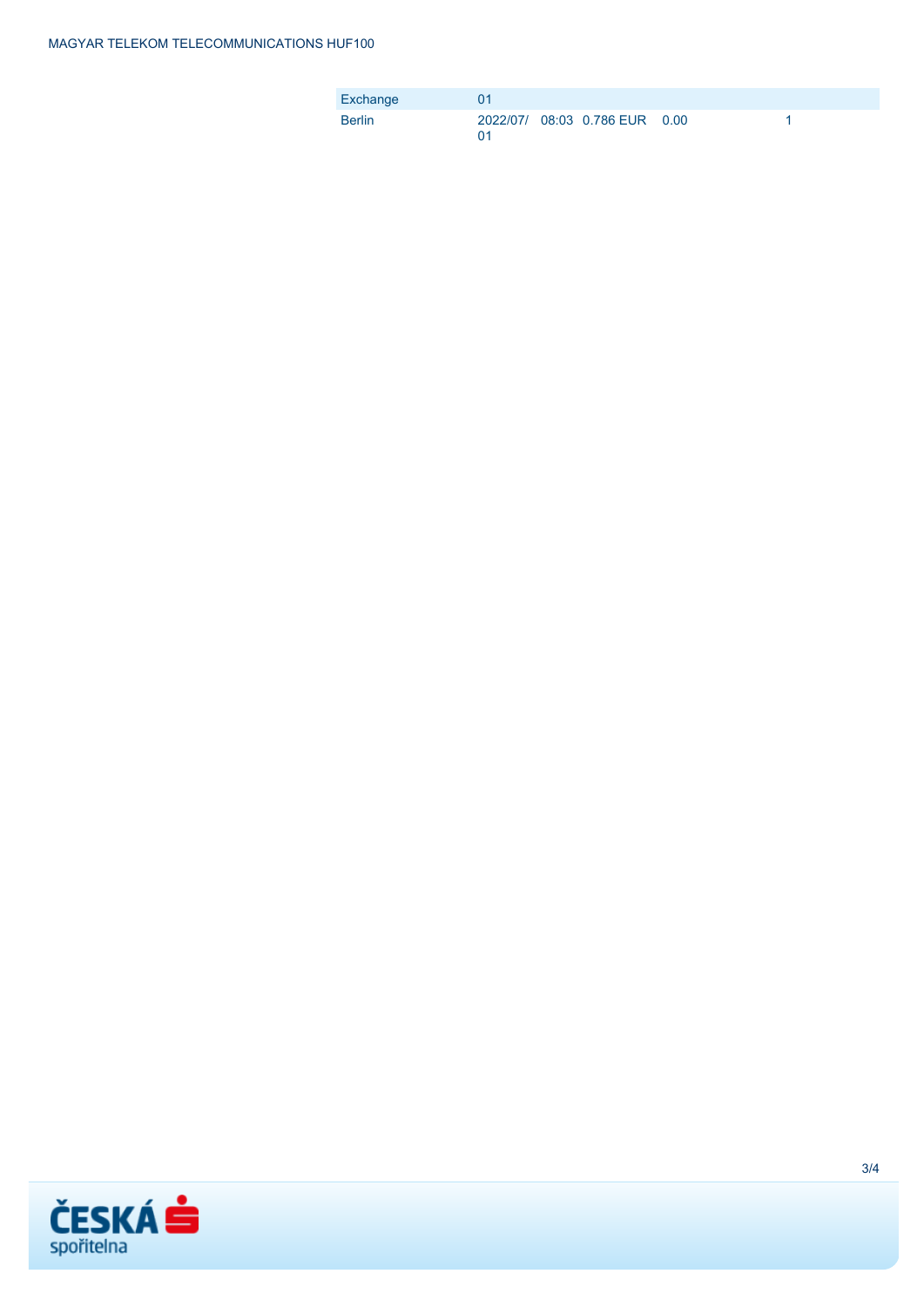| Exchange | 01 | | | | | |
|---|---|---|---|---|---|---|
| Berlin | 2022/07/01 | 08:03 | 0.786 EUR | 0.00 | | 1 |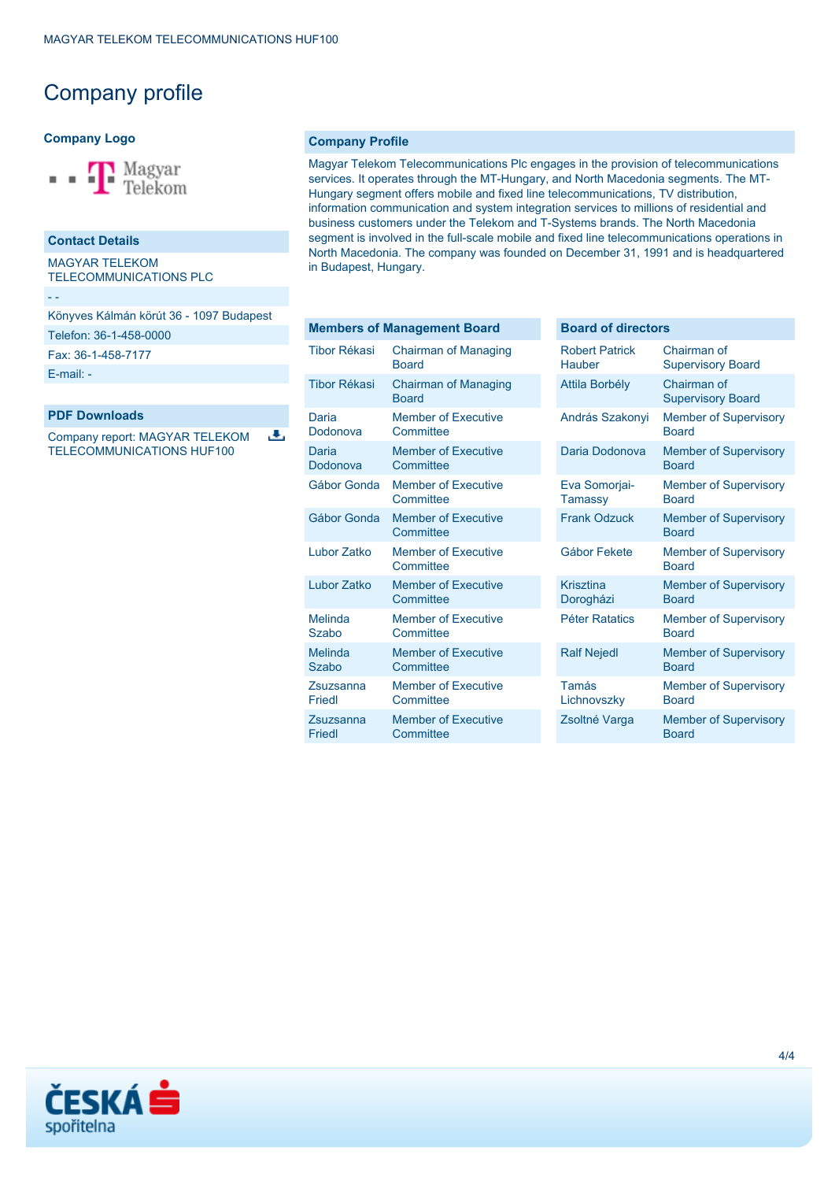# Company profile

### Company Logo

### Contact Details

MAGYAR TELEKOM TELECOMMUNICATIONS PLC

- -

Könyves Kálmán körút 36 - 1097 Budapest

Telefon: 36-1-458-0000

Fax: 36-1-458-7177

E-mail: -

### PDF Downloads

Company report: MAGYAR TELEKOM TELECOMMUNICATIONS HUF100

### Company Profile

Magyar Telekom Telecommunications Plc engages in the provision of telecommunications services. It operates through the MT-Hungary, and North Macedonia segments. The MT-Hungary segment offers mobile and fixed line telecommunications, TV distribution, information communication and system integration services to millions of residential and business customers under the Telekom and T-Systems brands. The North Macedonia segment is involved in the full-scale mobile and fixed line telecommunications operations in North Macedonia. The company was founded on December 31, 1991 and is headquartered in Budapest, Hungary.

| Members of Management Board | |
|---|---|
| Tibor Rékasi | Chairman of Managing Board |
| Tibor Rékasi | Chairman of Managing Board |
| Daria Dodonova | Member of Executive Committee |
| Daria Dodonova | Member of Executive Committee |
| Gábor Gonda | Member of Executive Committee |
| Gábor Gonda | Member of Executive Committee |
| Lubor Zatko | Member of Executive Committee |
| Lubor Zatko | Member of Executive Committee |
| Melinda Szabo | Member of Executive Committee |
| Melinda Szabo | Member of Executive Committee |
| Zsuzsanna Friedl | Member of Executive Committee |
| Zsuzsanna Friedl | Member of Executive Committee |

| Board of directors | |
|---|---|
| Robert Patrick Hauber | Chairman of Supervisory Board |
| Attila Borbély | Chairman of Supervisory Board |
| András Szakonyi | Member of Supervisory Board |
| Daria Dodonova | Member of Supervisory Board |
| Eva Somorjai-Tamassy | Member of Supervisory Board |
| Frank Odzuck | Member of Supervisory Board |
| Gábor Fekete | Member of Supervisory Board |
| Krisztina Dorogházi | Member of Supervisory Board |
| Péter Ratatics | Member of Supervisory Board |
| Ralf Nejedl | Member of Supervisory Board |
| Tamás Lichnovszky | Member of Supervisory Board |
| Zsoltné Varga | Member of Supervisory Board |